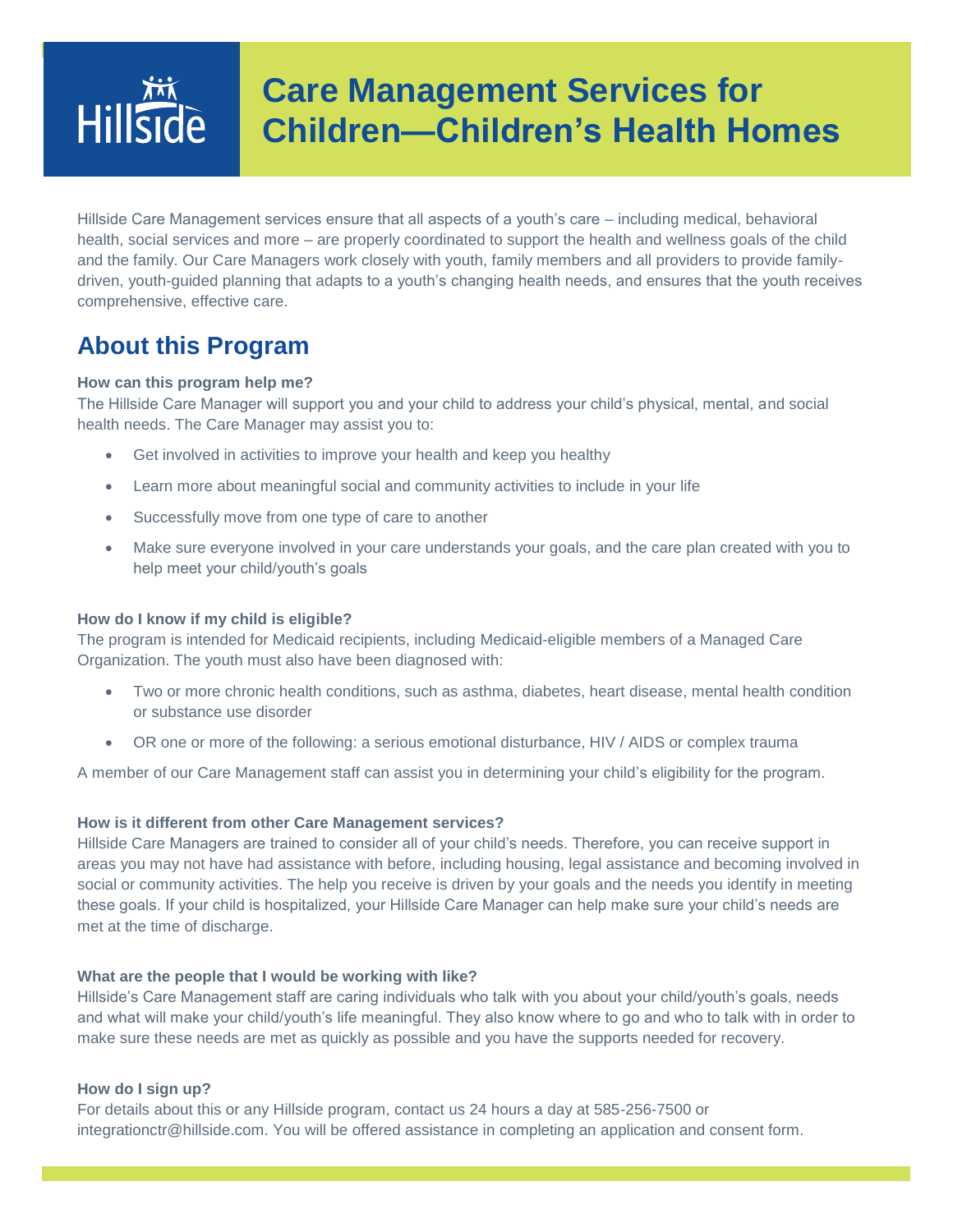Hillside

# Care Management Services for Children—Children's Health Homes

Hillside Care Management services ensure that all aspects of a youth's care – including medical, behavioral health, social services and more – are properly coordinated to support the health and wellness goals of the child and the family. Our Care Managers work closely with youth, family members and all providers to provide family-driven, youth-guided planning that adapts to a youth's changing health needs, and ensures that the youth receives comprehensive, effective care.

## About this Program

**How can this program help me?**

The Hillside Care Manager will support you and your child to address your child's physical, mental, and social health needs. The Care Manager may assist you to:

- Get involved in activities to improve your health and keep you healthy
- Learn more about meaningful social and community activities to include in your life
- Successfully move from one type of care to another
- Make sure everyone involved in your care understands your goals, and the care plan created with you to help meet your child/youth's goals

**How do I know if my child is eligible?**

The program is intended for Medicaid recipients, including Medicaid-eligible members of a Managed Care Organization. The youth must also have been diagnosed with:

- Two or more chronic health conditions, such as asthma, diabetes, heart disease, mental health condition or substance use disorder
- OR one or more of the following: a serious emotional disturbance, HIV / AIDS or complex trauma

A member of our Care Management staff can assist you in determining your child's eligibility for the program.

**How is it different from other Care Management services?**

Hillside Care Managers are trained to consider all of your child's needs. Therefore, you can receive support in areas you may not have had assistance with before, including housing, legal assistance and becoming involved in social or community activities. The help you receive is driven by your goals and the needs you identify in meeting these goals. If your child is hospitalized, your Hillside Care Manager can help make sure your child's needs are met at the time of discharge.

**What are the people that I would be working with like?**

Hillside's Care Management staff are caring individuals who talk with you about your child/youth's goals, needs and what will make your child/youth's life meaningful. They also know where to go and who to talk with in order to make sure these needs are met as quickly as possible and you have the supports needed for recovery.

**How do I sign up?**

For details about this or any Hillside program, contact us 24 hours a day at 585-256-7500 or integrationctr@hillside.com. You will be offered assistance in completing an application and consent form.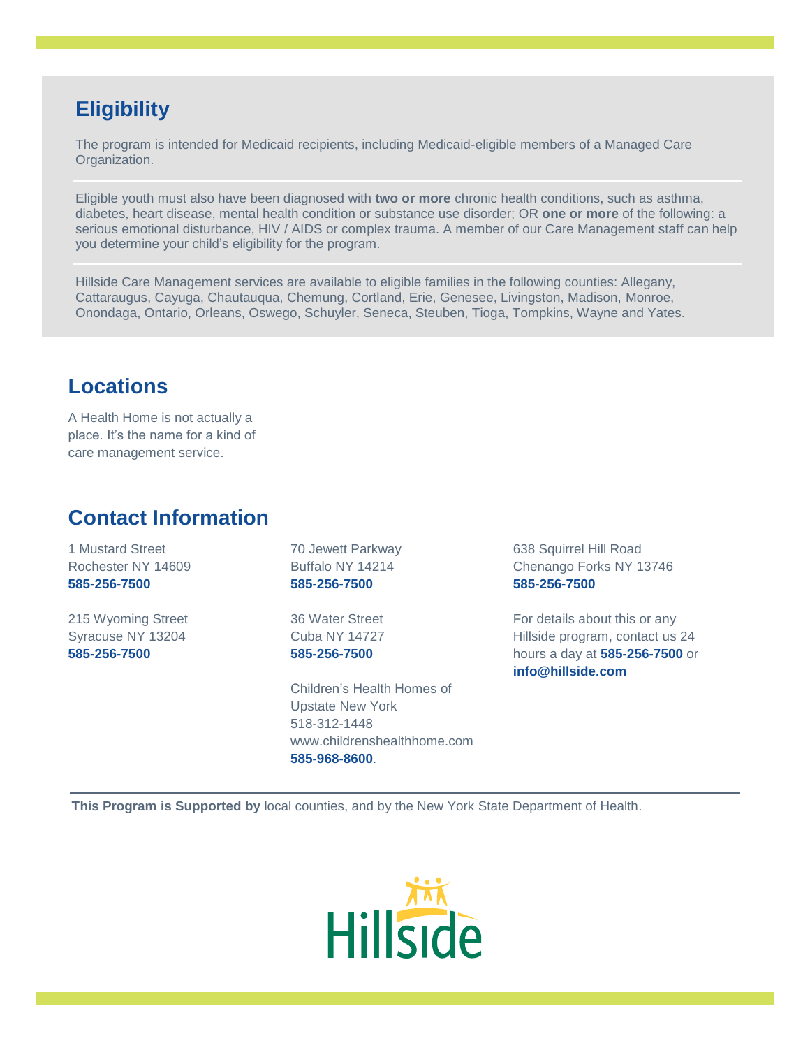## Eligibility

The program is intended for Medicaid recipients, including Medicaid-eligible members of a Managed Care Organization.

Eligible youth must also have been diagnosed with **two or more** chronic health conditions, such as asthma, diabetes, heart disease, mental health condition or substance use disorder; OR **one or more** of the following: a serious emotional disturbance, HIV / AIDS or complex trauma. A member of our Care Management staff can help you determine your child's eligibility for the program.

Hillside Care Management services are available to eligible families in the following counties: Allegany, Cattaraugus, Cayuga, Chautauqua, Chemung, Cortland, Erie, Genesee, Livingston, Madison, Monroe, Onondaga, Ontario, Orleans, Oswego, Schuyler, Seneca, Steuben, Tioga, Tompkins, Wayne and Yates.

## Locations

A Health Home is not actually a place. It's the name for a kind of care management service.

## Contact Information

1 Mustard Street
Rochester NY 14609
**585-256-7500**

215 Wyoming Street
Syracuse NY 13204
**585-256-7500**

70 Jewett Parkway
Buffalo NY 14214
**585-256-7500**

36 Water Street
Cuba NY 14727
**585-256-7500**

Children's Health Homes of Upstate New York
518-312-1448
www.childrenshealthhome.com
**585-968-8600**.

638 Squirrel Hill Road
Chenango Forks NY 13746
**585-256-7500**

For details about this or any Hillside program, contact us 24 hours a day at **585-256-7500** or **info@hillside.com**

**This Program is Supported by** local counties, and by the New York State Department of Health.

Hillside